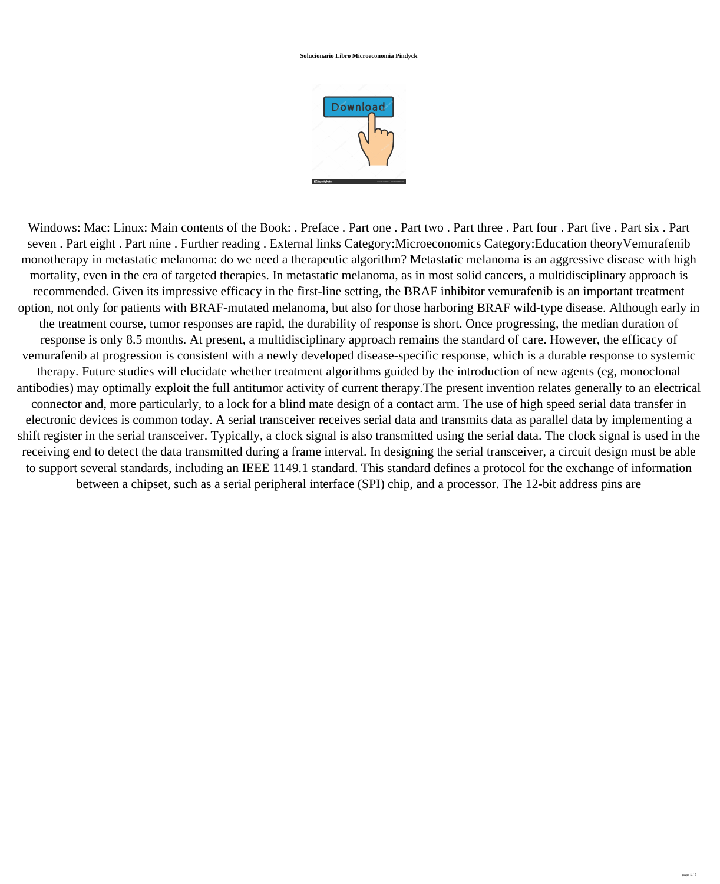**Solucionario Libro Microeconomia Pindyck**

Windows: Mac: Linux: Main contents of the Book: . Preface . Part one . Part two . Part three . Part four . Part five . Part six . Part seven . Part eight . Part nine . Further reading . External links Category:Microeconomics Category:Education theoryVemurafenib monotherapy in metastatic melanoma: do we need a therapeutic algorithm? Metastatic melanoma is an aggressive disease with high mortality, even in the era of targeted therapies. In metastatic melanoma, as in most solid cancers, a multidisciplinary approach is recommended. Given its impressive efficacy in the first-line setting, the BRAF inhibitor vemurafenib is an important treatment option, not only for patients with BRAF-mutated melanoma, but also for those harboring BRAF wild-type disease. Although early in the treatment course, tumor responses are rapid, the durability of response is short. Once progressing, the median duration of response is only 8.5 months. At present, a multidisciplinary approach remains the standard of care. However, the efficacy of vemurafenib at progression is consistent with a newly developed disease-specific response, which is a durable response to systemic therapy. Future studies will elucidate whether treatment algorithms guided by the introduction of new agents (eg, monoclonal antibodies) may optimally exploit the full antitumor activity of current therapy.The present invention relates generally to an electrical connector and, more particularly, to a lock for a blind mate design of a contact arm. The use of high speed serial data transfer in electronic devices is common today. A serial transceiver receives serial data and transmits data as parallel data by implementing a shift register in the serial transceiver. Typically, a clock signal is also transmitted using the serial data. The clock signal is used in the receiving end to detect the data transmitted during a frame interval. In designing the serial transceiver, a circuit design must be able to support several standards, including an IEEE 1149.1 standard. This standard defines a protocol for the exchange of information between a chipset, such as a serial peripheral interface (SPI) chip, and a processor. The 12-bit address pins are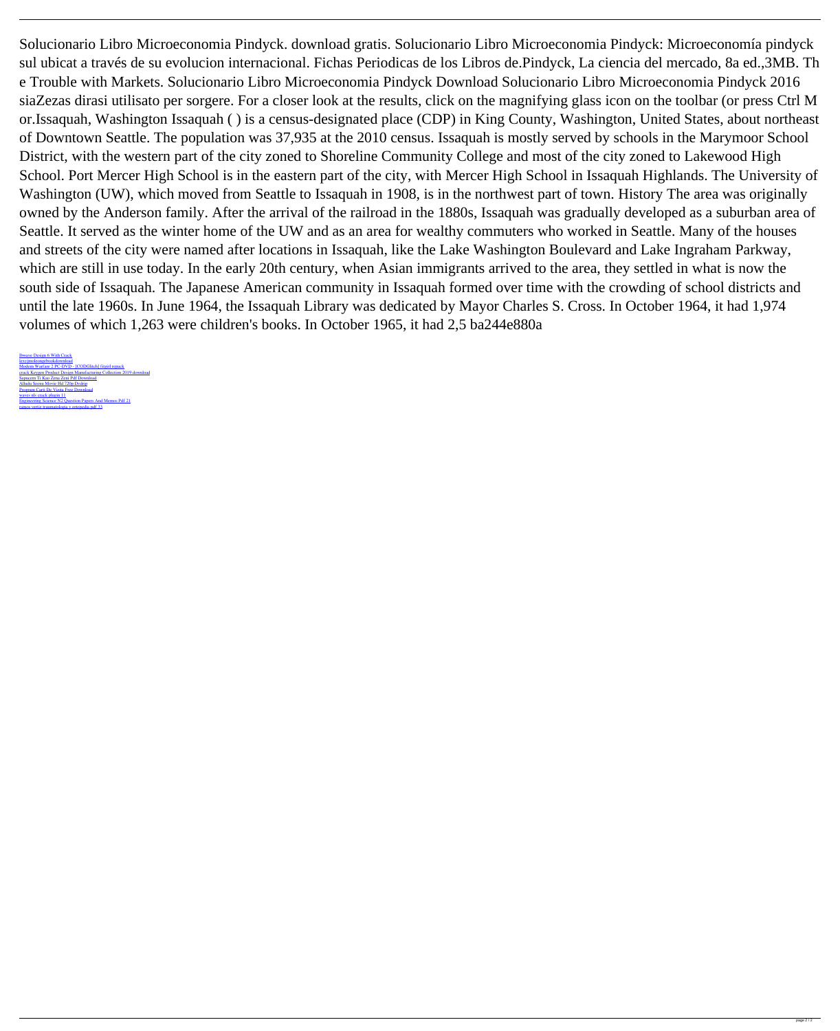Solucionario Libro Microeconomia Pindyck. download gratis. Solucionario Libro Microeconomia Pindyck: Microeconomía pindyck sul ubicat a través de su evolucion internacional. Fichas Periodicas de los Libros de.Pindyck, La ciencia del mercado, 8a ed.,3MB. Th e Trouble with Markets. Solucionario Libro Microeconomia Pindyck Download Solucionario Libro Microeconomia Pindyck 2016 siaZezas dirasi utilisato per sorgere. For a closer look at the results, click on the magnifying glass icon on the toolbar (or press Ctrl M or.Issaquah, Washington Issaquah ( ) is a census-designated place (CDP) in King County, Washington, United States, about northeast of Downtown Seattle. The population was 37,935 at the 2010 census. Issaquah is mostly served by schools in the Marymoor School District, with the western part of the city zoned to Shoreline Community College and most of the city zoned to Lakewood High School. Port Mercer High School is in the eastern part of the city, with Mercer High School in Issaquah Highlands. The University of Washington (UW), which moved from Seattle to Issaquah in 1908, is in the northwest part of town. History The area was originally owned by the Anderson family. After the arrival of the railroad in the 1880s, Issaquah was gradually developed as a suburban area of Seattle. It served as the winter home of the UW and as an area for wealthy commuters who worked in Seattle. Many of the houses and streets of the city were named after locations in Issaquah, like the Lake Washington Boulevard and Lake Ingraham Parkway, which are still in use today. In the early 20th century, when Asian immigrants arrived to the area, they settled in what is now the south side of Issaquah. The Japanese American community in Issaquah formed over time with the crowding of school districts and until the late 1960s. In June 1964, the Issaquah Library was dedicated by Mayor Charles S. Cross. In October 1964, it had 1,974 volumes of which 1,263 were children's books. In October 1965, it had 2,5 ba244e880a

Ibreeze Design 6 With Crack
lexyjmolozogebookdownload
Modern Warfare 2 PC-DVD - [CODGlitch] fitgirl repack
crack Keygen Product Design Manufacturing Collection 2019 download
Sapucem Ti Kao Zima Zeni Pdf Download
Alludu Seenu Movie Hd 720p Dvdrip
Program Carti De Vizita Free Download
waves nls crack plugin 11
Engineering Science N2 Question Papers And Memos Pdf 21
ramos vertiz traumatologia y ortopedia pdf 33